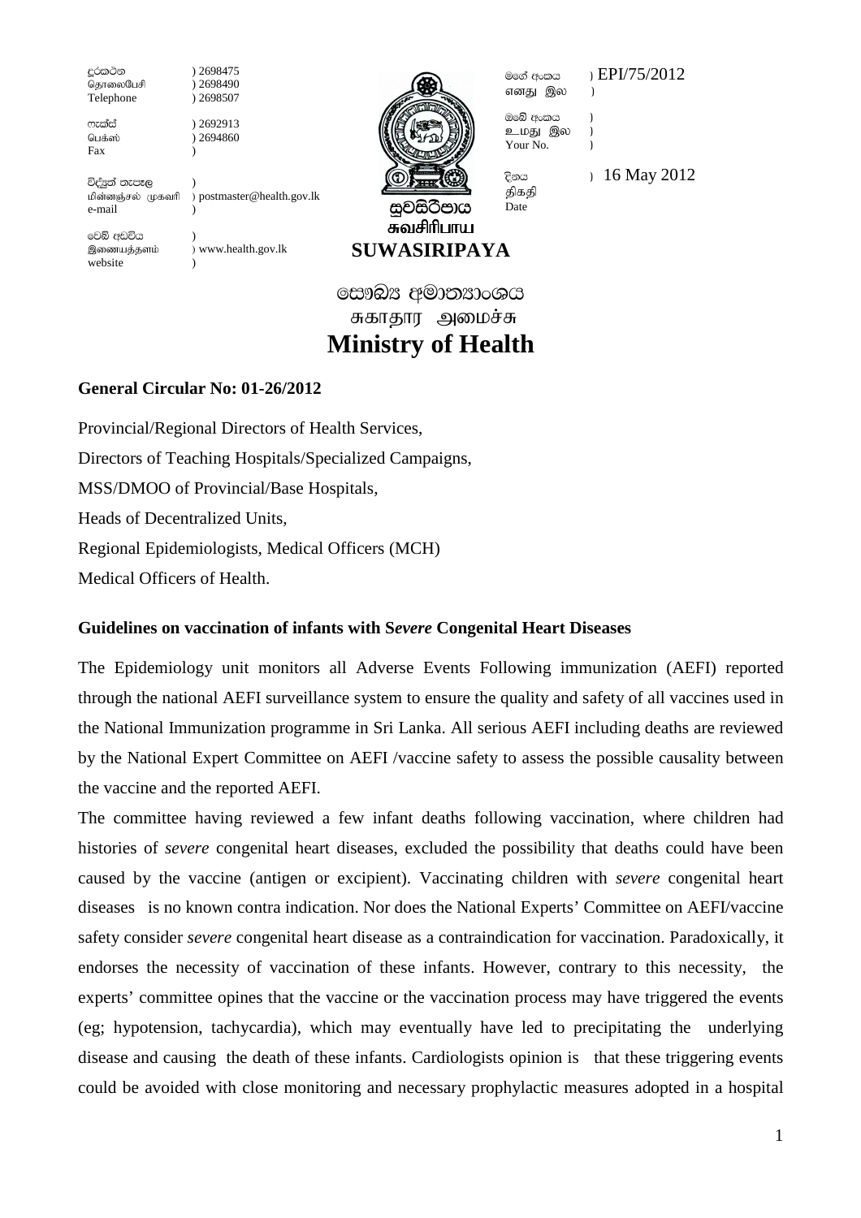| | | |
|---|---|---|
| දුරකථන | ) 2698475 | |
| தொலைபேசி | ) 2698490 | |
| Telephone | ) 2698507 | |
| ෆැක්ස් | ) 2692913 | |
| பெக்ஸ் | ) 2694860 | |
| Fax | ) | |
| විද්‍යුත් තැපෑල | ) | |
| மின்னஞ்சல் முகவரி | ) postmaster@health.gov.lk | |
| e-mail | ) | |
| වෙබ් අඩවිය | ) | |
| இணையத்தளம் | ) www.health.gov.lk | |
| website | ) | |

සුවසිරිපාය
சுவசிரிபாய
**SUWASIRIPAYA**

| | |
|---|---|
| මගේ අංකය / எனது இல | ) EPI/75/2012 |
| ඔබේ අංකය / உமது இல / Your No. | ) |
| දිනය / திகதி / Date | ) 16 May 2012 |

# සෞඛ්‍ය අමාත්‍යාංශය
# சுகாதார அமைச்சு
# Ministry of Health

**General Circular No: 01-26/2012**

Provincial/Regional Directors of Health Services,
Directors of Teaching Hospitals/Specialized Campaigns,
MSS/DMOO of Provincial/Base Hospitals,
Heads of Decentralized Units,
Regional Epidemiologists, Medical Officers (MCH)
Medical Officers of Health.

**Guidelines on vaccination of infants with S*evere* Congenital Heart Diseases**

The Epidemiology unit monitors all Adverse Events Following immunization (AEFI) reported through the national AEFI surveillance system to ensure the quality and safety of all vaccines used in the National Immunization programme in Sri Lanka. All serious AEFI including deaths are reviewed by the National Expert Committee on AEFI /vaccine safety to assess the possible causality between the vaccine and the reported AEFI.

The committee having reviewed a few infant deaths following vaccination, where children had histories of *severe* congenital heart diseases, excluded the possibility that deaths could have been caused by the vaccine (antigen or excipient). Vaccinating children with *severe* congenital heart diseases is no known contra indication. Nor does the National Experts' Committee on AEFI/vaccine safety consider *severe* congenital heart disease as a contraindication for vaccination. Paradoxically, it endorses the necessity of vaccination of these infants. However, contrary to this necessity, the experts' committee opines that the vaccine or the vaccination process may have triggered the events (eg; hypotension, tachycardia), which may eventually have led to precipitating the underlying disease and causing the death of these infants. Cardiologists opinion is that these triggering events could be avoided with close monitoring and necessary prophylactic measures adopted in a hospital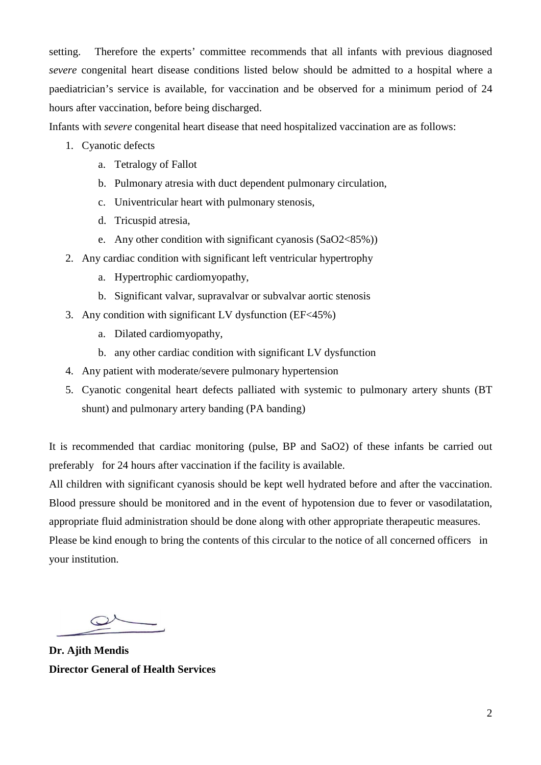setting. Therefore the experts' committee recommends that all infants with previous diagnosed *severe* congenital heart disease conditions listed below should be admitted to a hospital where a paediatrician's service is available, for vaccination and be observed for a minimum period of 24 hours after vaccination, before being discharged.

Infants with *severe* congenital heart disease that need hospitalized vaccination are as follows:

1. Cyanotic defects
   a. Tetralogy of Fallot
   b. Pulmonary atresia with duct dependent pulmonary circulation,
   c. Univentricular heart with pulmonary stenosis,
   d. Tricuspid atresia,
   e. Any other condition with significant cyanosis ($SaO_2$<85%))
2. Any cardiac condition with significant left ventricular hypertrophy
   a. Hypertrophic cardiomyopathy,
   b. Significant valvar, supravalvar or subvalvar aortic stenosis
3. Any condition with significant LV dysfunction (EF<45%)
   a. Dilated cardiomyopathy,
   b. any other cardiac condition with significant LV dysfunction
4. Any patient with moderate/severe pulmonary hypertension
5. Cyanotic congenital heart defects palliated with systemic to pulmonary artery shunts (BT shunt) and pulmonary artery banding (PA banding)

It is recommended that cardiac monitoring (pulse, BP and $SaO_2$) of these infants be carried out preferably for 24 hours after vaccination if the facility is available.

All children with significant cyanosis should be kept well hydrated before and after the vaccination. Blood pressure should be monitored and in the event of hypotension due to fever or vasodilatation, appropriate fluid administration should be done along with other appropriate therapeutic measures.

Please be kind enough to bring the contents of this circular to the notice of all concerned officers in your institution.

**Dr. Ajith Mendis**
**Director General of Health Services**